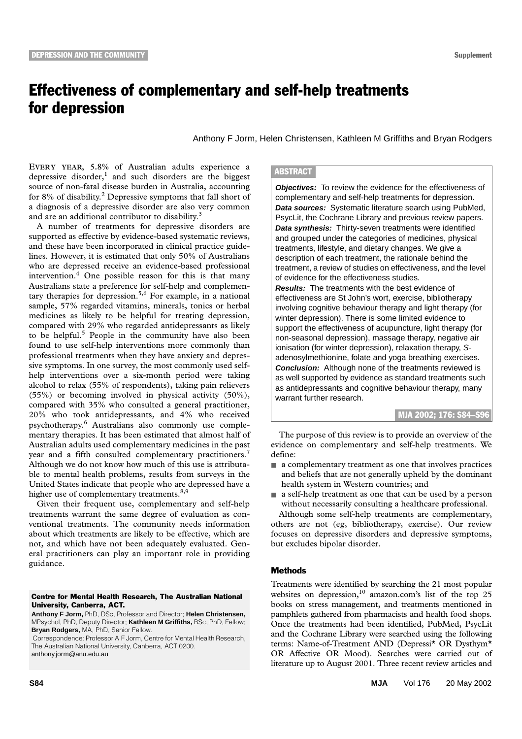# Effectiveness of complementary and self-help treatments for depression

Anthony F Jorm, Helen Christensen, Kathleen M Griffiths and Bryan Rodgers

## ABSTRACT

***Objectives:*** To review the evidence for the effectiveness of complementary and self-help treatments for depression.

***Data sources:*** Systematic literature search using PubMed, PsycLit, the Cochrane Library and previous review papers.

***Data synthesis:*** Thirty-seven treatments were identified and grouped under the categories of medicines, physical treatments, lifestyle, and dietary changes. We give a description of each treatment, the rationale behind the treatment, a review of studies on effectiveness, and the level of evidence for the effectiveness studies.

***Results:*** The treatments with the best evidence of effectiveness are St John's wort, exercise, bibliotherapy involving cognitive behaviour therapy and light therapy (for winter depression). There is some limited evidence to support the effectiveness of acupuncture, light therapy (for non-seasonal depression), massage therapy, negative air ionisation (for winter depression), relaxation therapy, *S*-adenosylmethionine, folate and yoga breathing exercises.

***Conclusion:*** Although none of the treatments reviewed is as well supported by evidence as standard treatments such as antidepressants and cognitive behaviour therapy, many warrant further research.

MJA 2002; 176: S84–S96

EVERY YEAR, 5.8% of Australian adults experience a depressive disorder,[1] and such disorders are the biggest source of non-fatal disease burden in Australia, accounting for 8% of disability.[2] Depressive symptoms that fall short of a diagnosis of a depressive disorder are also very common and are an additional contributor to disability.[3]

A number of treatments for depressive disorders are supported as effective by evidence-based systematic reviews, and these have been incorporated in clinical practice guidelines. However, it is estimated that only 50% of Australians who are depressed receive an evidence-based professional intervention.[4] One possible reason for this is that many Australians state a preference for self-help and complementary therapies for depression.[5,6] For example, in a national sample, 57% regarded vitamins, minerals, tonics or herbal medicines as likely to be helpful for treating depression, compared with 29% who regarded antidepressants as likely to be helpful.[5] People in the community have also been found to use self-help interventions more commonly than professional treatments when they have anxiety and depressive symptoms. In one survey, the most commonly used self-help interventions over a six-month period were taking alcohol to relax (55% of respondents), taking pain relievers (55%) or becoming involved in physical activity (50%), compared with 35% who consulted a general practitioner, 20% who took antidepressants, and 4% who received psychotherapy.[6] Australians also commonly use complementary therapies. It has been estimated that almost half of Australian adults used complementary medicines in the past year and a fifth consulted complementary practitioners.[7] Although we do not know how much of this use is attributable to mental health problems, results from surveys in the United States indicate that people who are depressed have a higher use of complementary treatments.[8,9]

Given their frequent use, complementary and self-help treatments warrant the same degree of evaluation as conventional treatments. The community needs information about which treatments are likely to be effective, which are not, and which have not been adequately evaluated. General practitioners can play an important role in providing guidance.

**Centre for Mental Health Research, The Australian National University, Canberra, ACT.**

**Anthony F Jorm,** PhD, DSc, Professor and Director; **Helen Christensen,** MPsychol, PhD, Deputy Director; **Kathleen M Griffiths,** BSc, PhD, Fellow; **Bryan Rodgers,** MA, PhD, Senior Fellow.

Correspondence: Professor A F Jorm, Centre for Mental Health Research, The Australian National University, Canberra, ACT 0200. anthony.jorm@anu.edu.au

The purpose of this review is to provide an overview of the evidence on complementary and self-help treatments. We define:

- a complementary treatment as one that involves practices and beliefs that are not generally upheld by the dominant health system in Western countries; and
- a self-help treatment as one that can be used by a person without necessarily consulting a healthcare professional.

Although some self-help treatments are complementary, others are not (eg, bibliotherapy, exercise). Our review focuses on depressive disorders and depressive symptoms, but excludes bipolar disorder.

## Methods

Treatments were identified by searching the 21 most popular websites on depression,[10] amazon.com's list of the top 25 books on stress management, and treatments mentioned in pamphlets gathered from pharmacists and health food shops. Once the treatments had been identified, PubMed, PsycLit and the Cochrane Library were searched using the following terms: Name-of-Treatment AND (Depressi* OR Dysthym* OR Affective OR Mood). Searches were carried out of literature up to August 2001. Three recent review articles and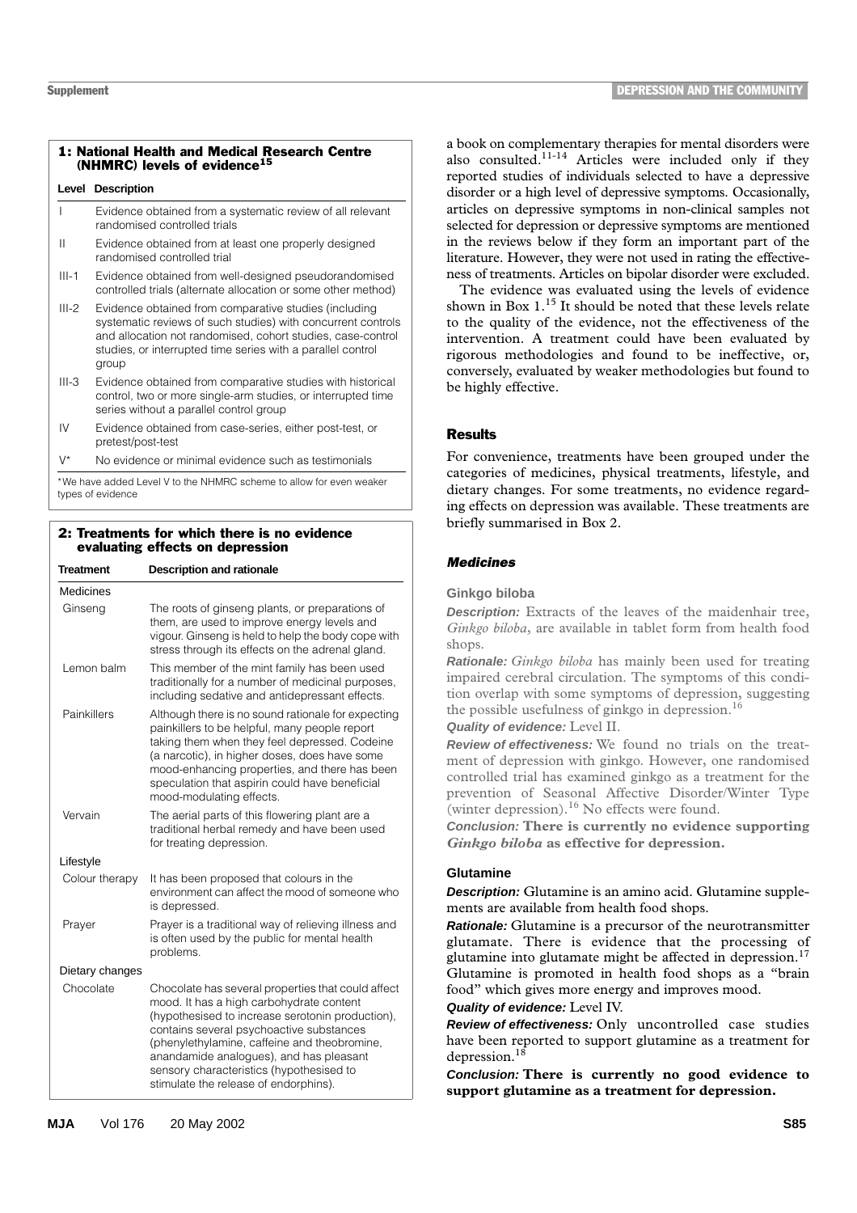**1: National Health and Medical Research Centre (NHMRC) levels of evidence[15]**

| Level | Description |
|---|---|
| I | Evidence obtained from a systematic review of all relevant randomised controlled trials |
| II | Evidence obtained from at least one properly designed randomised controlled trial |
| III-1 | Evidence obtained from well-designed pseudorandomised controlled trials (alternate allocation or some other method) |
| III-2 | Evidence obtained from comparative studies (including systematic reviews of such studies) with concurrent controls and allocation not randomised, cohort studies, case-control studies, or interrupted time series with a parallel control group |
| III-3 | Evidence obtained from comparative studies with historical control, two or more single-arm studies, or interrupted time series without a parallel control group |
| IV | Evidence obtained from case-series, either post-test, or pretest/post-test |
| V* | No evidence or minimal evidence such as testimonials |

*We have added Level V to the NHMRC scheme to allow for even weaker types of evidence

**2: Treatments for which there is no evidence evaluating effects on depression**

| Treatment | Description and rationale |
|---|---|
| Medicines | |
| Ginseng | The roots of ginseng plants, or preparations of them, are used to improve energy levels and vigour. Ginseng is held to help the body cope with stress through its effects on the adrenal gland. |
| Lemon balm | This member of the mint family has been used traditionally for a number of medicinal purposes, including sedative and antidepressant effects. |
| Painkillers | Although there is no sound rationale for expecting painkillers to be helpful, many people report taking them when they feel depressed. Codeine (a narcotic), in higher doses, does have some mood-enhancing properties, and there has been speculation that aspirin could have beneficial mood-modulating effects. |
| Vervain | The aerial parts of this flowering plant are a traditional herbal remedy and have been used for treating depression. |
| Lifestyle | |
| Colour therapy | It has been proposed that colours in the environment can affect the mood of someone who is depressed. |
| Prayer | Prayer is a traditional way of relieving illness and is often used by the public for mental health problems. |
| Dietary changes | |
| Chocolate | Chocolate has several properties that could affect mood. It has a high carbohydrate content (hypothesised to increase serotonin production), contains several psychoactive substances (phenylethylamine, caffeine and theobromine, anandamide analogues), and has pleasant sensory characteristics (hypothesised to stimulate the release of endorphins). |

a book on complementary therapies for mental disorders were also consulted.[11-14] Articles were included only if they reported studies of individuals selected to have a depressive disorder or a high level of depressive symptoms. Occasionally, articles on depressive symptoms in non-clinical samples not selected for depression or depressive symptoms are mentioned in the reviews below if they form an important part of the literature. However, they were not used in rating the effectiveness of treatments. Articles on bipolar disorder were excluded.

The evidence was evaluated using the levels of evidence shown in Box 1.[15] It should be noted that these levels relate to the quality of the evidence, not the effectiveness of the intervention. A treatment could have been evaluated by rigorous methodologies and found to be ineffective, or, conversely, evaluated by weaker methodologies but found to be highly effective.

## Results

For convenience, treatments have been grouped under the categories of medicines, physical treatments, lifestyle, and dietary changes. For some treatments, no evidence regarding effects on depression was available. These treatments are briefly summarised in Box 2.

### *Medicines*

#### Ginkgo biloba

***Description:*** Extracts of the leaves of the maidenhair tree, *Ginkgo biloba*, are available in tablet form from health food shops.

***Rationale:*** *Ginkgo biloba* has mainly been used for treating impaired cerebral circulation. The symptoms of this condition overlap with some symptoms of depression, suggesting the possible usefulness of ginkgo in depression.[16]

***Quality of evidence:*** Level II.

***Review of effectiveness:*** We found no trials on the treatment of depression with ginkgo. However, one randomised controlled trial has examined ginkgo as a treatment for the prevention of Seasonal Affective Disorder/Winter Type (winter depression).[16] No effects were found.

***Conclusion:*** **There is currently no evidence supporting *Ginkgo biloba* as effective for depression.**

#### Glutamine

***Description:*** Glutamine is an amino acid. Glutamine supplements are available from health food shops.

***Rationale:*** Glutamine is a precursor of the neurotransmitter glutamate. There is evidence that the processing of glutamine into glutamate might be affected in depression.[17] Glutamine is promoted in health food shops as a "brain food" which gives more energy and improves mood.

***Quality of evidence:*** Level IV.

***Review of effectiveness:*** Only uncontrolled case studies have been reported to support glutamine as a treatment for depression.[18]

***Conclusion:*** **There is currently no good evidence to support glutamine as a treatment for depression.**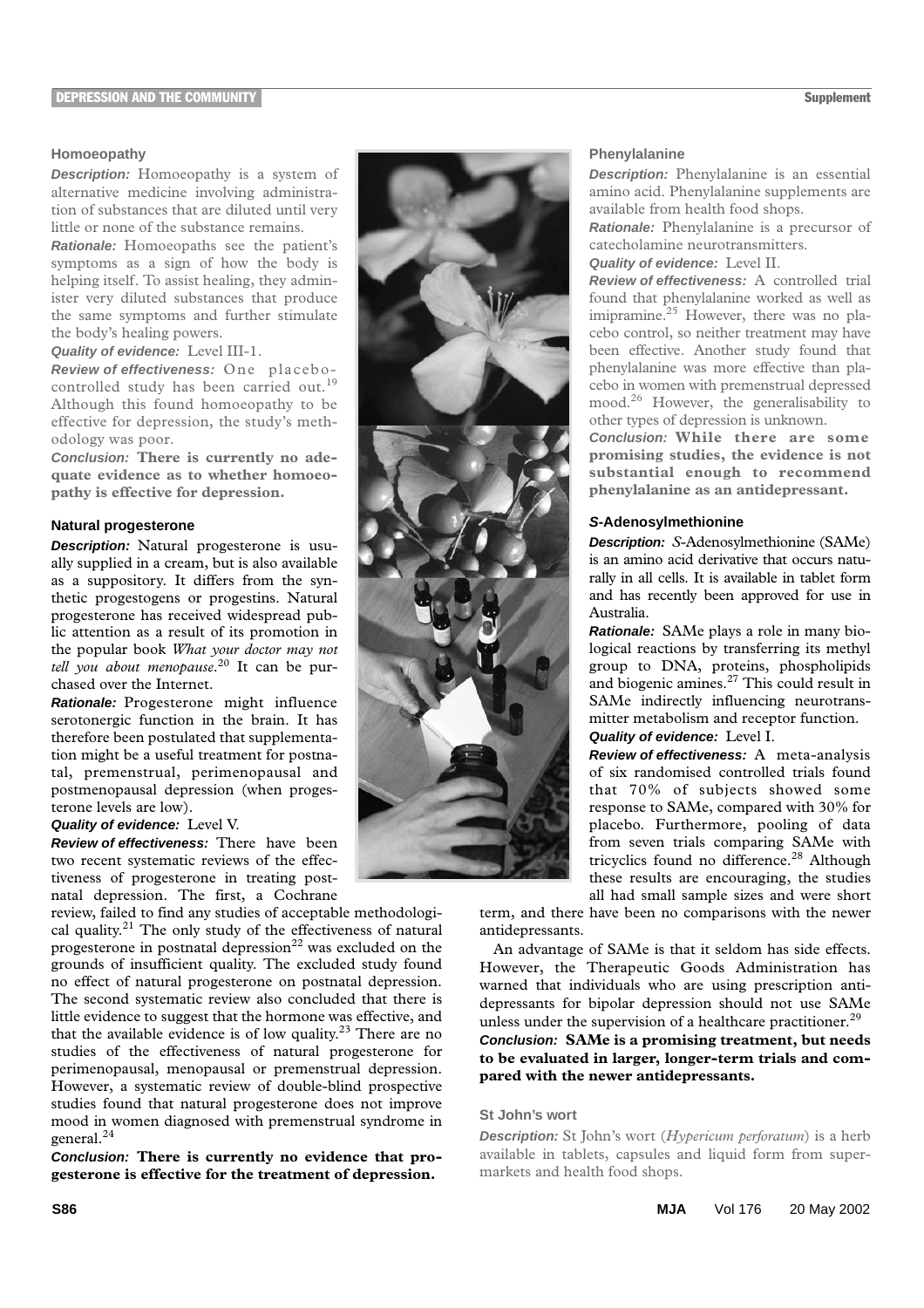### Homoeopathy

***Description:*** Homoeopathy is a system of alternative medicine involving administration of substances that are diluted until very little or none of the substance remains.

***Rationale:*** Homoeopaths see the patient's symptoms as a sign of how the body is helping itself. To assist healing, they administer very diluted substances that produce the same symptoms and further stimulate the body's healing powers.

***Quality of evidence:*** Level III-1.

***Review of effectiveness:*** One placebo-controlled study has been carried out.[19] Although this found homoeopathy to be effective for depression, the study's methodology was poor.

***Conclusion:*** **There is currently no adequate evidence as to whether homoeopathy is effective for depression.**

### Natural progesterone

***Description:*** Natural progesterone is usually supplied in a cream, but is also available as a suppository. It differs from the synthetic progestogens or progestins. Natural progesterone has received widespread public attention as a result of its promotion in the popular book *What your doctor may not tell you about menopause*.[20] It can be purchased over the Internet.

***Rationale:*** Progesterone might influence serotonergic function in the brain. It has therefore been postulated that supplementation might be a useful treatment for postnatal, premenstrual, perimenopausal and postmenopausal depression (when progesterone levels are low).

***Quality of evidence:*** Level V.

***Review of effectiveness:*** There have been two recent systematic reviews of the effectiveness of progesterone in treating postnatal depression. The first, a Cochrane review, failed to find any studies of acceptable methodological quality.[21] The only study of the effectiveness of natural progesterone in postnatal depression[22] was excluded on the grounds of insufficient quality. The excluded study found no effect of natural progesterone on postnatal depression. The second systematic review also concluded that there is little evidence to suggest that the hormone was effective, and that the available evidence is of low quality.[23] There are no studies of the effectiveness of natural progesterone for perimenopausal, menopausal or premenstrual depression. However, a systematic review of double-blind prospective studies found that natural progesterone does not improve mood in women diagnosed with premenstrual syndrome in general.[24]

***Conclusion:*** **There is currently no evidence that progesterone is effective for the treatment of depression.**

### Phenylalanine

***Description:*** Phenylalanine is an essential amino acid. Phenylalanine supplements are available from health food shops.

***Rationale:*** Phenylalanine is a precursor of catecholamine neurotransmitters.

***Quality of evidence:*** Level II.

***Review of effectiveness:*** A controlled trial found that phenylalanine worked as well as imipramine.[25] However, there was no placebo control, so neither treatment may have been effective. Another study found that phenylalanine was more effective than placebo in women with premenstrual depressed mood.[26] However, the generalisability to other types of depression is unknown.

***Conclusion:*** **While there are some promising studies, the evidence is not substantial enough to recommend phenylalanine as an antidepressant.**

### *S*-Adenosylmethionine

***Description:*** *S*-Adenosylmethionine (SAMe) is an amino acid derivative that occurs naturally in all cells. It is available in tablet form and has recently been approved for use in Australia.

***Rationale:*** SAMe plays a role in many biological reactions by transferring its methyl group to DNA, proteins, phospholipids and biogenic amines.[27] This could result in SAMe indirectly influencing neurotransmitter metabolism and receptor function.

***Quality of evidence:*** Level I.

***Review of effectiveness:*** A meta-analysis of six randomised controlled trials found that 70% of subjects showed some response to SAMe, compared with 30% for placebo. Furthermore, pooling of data from seven trials comparing SAMe with tricyclics found no difference.[28] Although these results are encouraging, the studies all had small sample sizes and were short term, and there have been no comparisons with the newer antidepressants.

An advantage of SAMe is that it seldom has side effects. However, the Therapeutic Goods Administration has warned that individuals who are using prescription antidepressants for bipolar depression should not use SAMe unless under the supervision of a healthcare practitioner.[29]

***Conclusion:*** **SAMe is a promising treatment, but needs to be evaluated in larger, longer-term trials and compared with the newer antidepressants.**

### St John's wort

***Description:*** St John's wort (*Hypericum perforatum*) is a herb available in tablets, capsules and liquid form from supermarkets and health food shops.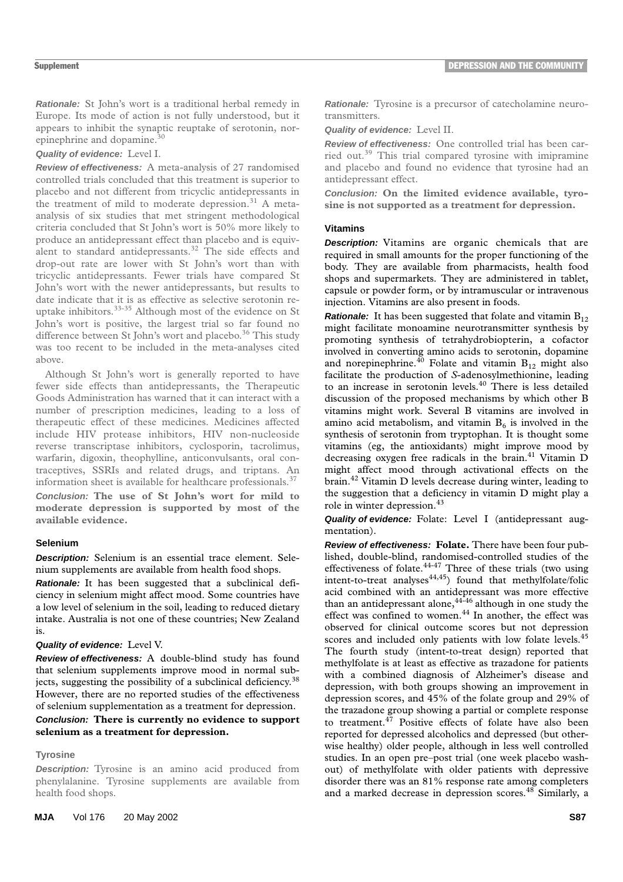*Rationale:* St John's wort is a traditional herbal remedy in Europe. Its mode of action is not fully understood, but it appears to inhibit the synaptic reuptake of serotonin, norepinephrine and dopamine.[30]

*Quality of evidence:* Level I.

*Review of effectiveness:* A meta-analysis of 27 randomised controlled trials concluded that this treatment is superior to placebo and not different from tricyclic antidepressants in the treatment of mild to moderate depression.[31] A meta-analysis of six studies that met stringent methodological criteria concluded that St John's wort is 50% more likely to produce an antidepressant effect than placebo and is equivalent to standard antidepressants.[32] The side effects and drop-out rate are lower with St John's wort than with tricyclic antidepressants. Fewer trials have compared St John's wort with the newer antidepressants, but results to date indicate that it is as effective as selective serotonin reuptake inhibitors.[33-35] Although most of the evidence on St John's wort is positive, the largest trial so far found no difference between St John's wort and placebo.[36] This study was too recent to be included in the meta-analyses cited above.

Although St John's wort is generally reported to have fewer side effects than antidepressants, the Therapeutic Goods Administration has warned that it can interact with a number of prescription medicines, leading to a loss of therapeutic effect of these medicines. Medicines affected include HIV protease inhibitors, HIV non-nucleoside reverse transcriptase inhibitors, cyclosporin, tacrolimus, warfarin, digoxin, theophylline, anticonvulsants, oral contraceptives, SSRIs and related drugs, and triptans. An information sheet is available for healthcare professionals.[37]

*Conclusion:* **The use of St John's wort for mild to moderate depression is supported by most of the available evidence.**

### Selenium

*Description:* Selenium is an essential trace element. Selenium supplements are available from health food shops.

*Rationale:* It has been suggested that a subclinical deficiency in selenium might affect mood. Some countries have a low level of selenium in the soil, leading to reduced dietary intake. Australia is not one of these countries; New Zealand is.

*Quality of evidence:* Level V.

*Review of effectiveness:* A double-blind study has found that selenium supplements improve mood in normal subjects, suggesting the possibility of a subclinical deficiency.[38] However, there are no reported studies of the effectiveness of selenium supplementation as a treatment for depression.

*Conclusion:* **There is currently no evidence to support selenium as a treatment for depression.**

### Tyrosine

*Description:* Tyrosine is an amino acid produced from phenylalanine. Tyrosine supplements are available from health food shops.

*Rationale:* Tyrosine is a precursor of catecholamine neurotransmitters.

*Quality of evidence:* Level II.

*Review of effectiveness:* One controlled trial has been carried out.[39] This trial compared tyrosine with imipramine and placebo and found no evidence that tyrosine had an antidepressant effect.

*Conclusion:* **On the limited evidence available, tyrosine is not supported as a treatment for depression.**

### Vitamins

*Description:* Vitamins are organic chemicals that are required in small amounts for the proper functioning of the body. They are available from pharmacists, health food shops and supermarkets. They are administered in tablet, capsule or powder form, or by intramuscular or intravenous injection. Vitamins are also present in foods.

*Rationale:* It has been suggested that folate and vitamin $B_{12}$ might facilitate monoamine neurotransmitter synthesis by promoting synthesis of tetrahydrobiopterin, a cofactor involved in converting amino acids to serotonin, dopamine and norepinephrine.[40] Folate and vitamin $B_{12}$ might also facilitate the production of *S*-adenosylmethionine, leading to an increase in serotonin levels.[40] There is less detailed discussion of the proposed mechanisms by which other B vitamins might work. Several B vitamins are involved in amino acid metabolism, and vitamin $B_6$ is involved in the synthesis of serotonin from tryptophan. It is thought some vitamins (eg, the antioxidants) might improve mood by decreasing oxygen free radicals in the brain.[41] Vitamin D might affect mood through activational effects on the brain.[42] Vitamin D levels decrease during winter, leading to the suggestion that a deficiency in vitamin D might play a role in winter depression.[43]

*Quality of evidence:* Folate: Level I (antidepressant augmentation).

*Review of effectiveness:* **Folate.** There have been four published, double-blind, randomised-controlled studies of the effectiveness of folate.[44-47] Three of these trials (two using intent-to-treat analyses[44,45]) found that methylfolate/folic acid combined with an antidepressant was more effective than an antidepressant alone,[44-46] although in one study the effect was confined to women.[44] In another, the effect was observed for clinical outcome scores but not depression scores and included only patients with low folate levels.[45] The fourth study (intent-to-treat design) reported that methylfolate is at least as effective as trazadone for patients with a combined diagnosis of Alzheimer's disease and depression, with both groups showing an improvement in depression scores, and 45% of the folate group and 29% of the trazadone group showing a partial or complete response to treatment.[47] Positive effects of folate have also been reported for depressed alcoholics and depressed (but otherwise healthy) older people, although in less well controlled studies. In an open pre–post trial (one week placebo washout) of methylfolate with older patients with depressive disorder there was an 81% response rate among completers and a marked decrease in depression scores.[48] Similarly, a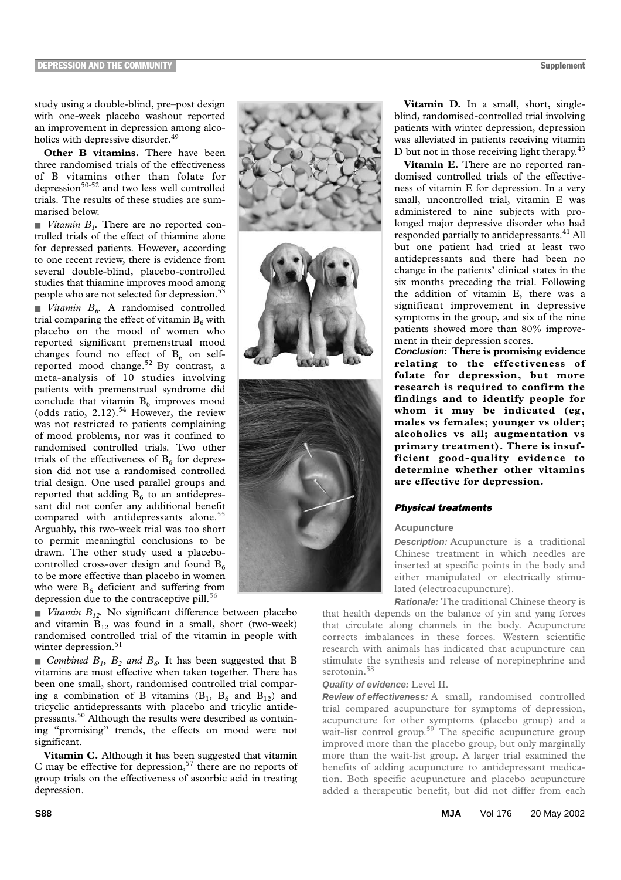study using a double-blind, pre–post design with one-week placebo washout reported an improvement in depression among alcoholics with depressive disorder.[49]

**Other B vitamins.** There have been three randomised trials of the effectiveness of B vitamins other than folate for depression[50-52] and two less well controlled trials. The results of these studies are summarised below.

- *Vitamin $B_1$.* There are no reported controlled trials of the effect of thiamine alone for depressed patients. However, according to one recent review, there is evidence from several double-blind, placebo-controlled studies that thiamine improves mood among people who are not selected for depression.[53]
- *Vitamin $B_6$.* A randomised controlled trial comparing the effect of vitamin $B_6$ with placebo on the mood of women who reported significant premenstrual mood changes found no effect of $B_6$ on self-reported mood change.[52] By contrast, a meta-analysis of 10 studies involving patients with premenstrual syndrome did conclude that vitamin $B_6$ improves mood (odds ratio, 2.12).[54] However, the review was not restricted to patients complaining of mood problems, nor was it confined to randomised controlled trials. Two other trials of the effectiveness of $B_6$ for depression did not use a randomised controlled trial design. One used parallel groups and reported that adding $B_6$ to an antidepressant did not confer any additional benefit compared with antidepressants alone.[55] Arguably, this two-week trial was too short to permit meaningful conclusions to be drawn. The other study used a placebo-controlled cross-over design and found $B_6$ to be more effective than placebo in women who were $B_6$ deficient and suffering from depression due to the contraceptive pill.[56]
- *Vitamin $B_{12}$.* No significant difference between placebo and vitamin $B_{12}$ was found in a small, short (two-week) randomised controlled trial of the vitamin in people with winter depression.[51]
- *Combined $B_1$, $B_2$ and $B_6$.* It has been suggested that B vitamins are most effective when taken together. There has been one small, short, randomised controlled trial comparing a combination of B vitamins ($B_1$, $B_6$ and $B_{12}$) and tricyclic antidepressants with placebo and tricylic antidepressants.[50] Although the results were described as containing "promising" trends, the effects on mood were not significant.

**Vitamin C.** Although it has been suggested that vitamin C may be effective for depression,[57] there are no reports of group trials on the effectiveness of ascorbic acid in treating depression.

**Vitamin D.** In a small, short, single-blind, randomised-controlled trial involving patients with winter depression, depression was alleviated in patients receiving vitamin D but not in those receiving light therapy.[43]

**Vitamin E.** There are no reported randomised controlled trials of the effectiveness of vitamin E for depression. In a very small, uncontrolled trial, vitamin E was administered to nine subjects with prolonged major depressive disorder who had responded partially to antidepressants.[41] All but one patient had tried at least two antidepressants and there had been no change in the patients' clinical states in the six months preceding the trial. Following the addition of vitamin E, there was a significant improvement in depressive symptoms in the group, and six of the nine patients showed more than 80% improvement in their depression scores.

***Conclusion:*** **There is promising evidence relating to the effectiveness of folate for depression, but more research is required to confirm the findings and to identify people for whom it may be indicated (eg, males vs females; younger vs older; alcoholics vs all; augmentation vs primary treatment). There is insufficient good-quality evidence to determine whether other vitamins are effective for depression.**

## *Physical treatments*

### Acupuncture

***Description:*** Acupuncture is a traditional Chinese treatment in which needles are inserted at specific points in the body and either manipulated or electrically stimulated (electroacupuncture).

***Rationale:*** The traditional Chinese theory is that health depends on the balance of yin and yang forces that circulate along channels in the body. Acupuncture corrects imbalances in these forces. Western scientific research with animals has indicated that acupuncture can stimulate the synthesis and release of norepinephrine and serotonin.[58]

***Quality of evidence:*** Level II.

***Review of effectiveness:*** A small, randomised controlled trial compared acupuncture for symptoms of depression, acupuncture for other symptoms (placebo group) and a wait-list control group.[59] The specific acupuncture group improved more than the placebo group, but only marginally more than the wait-list group. A larger trial examined the benefits of adding acupuncture to antidepressant medication. Both specific acupuncture and placebo acupuncture added a therapeutic benefit, but did not differ from each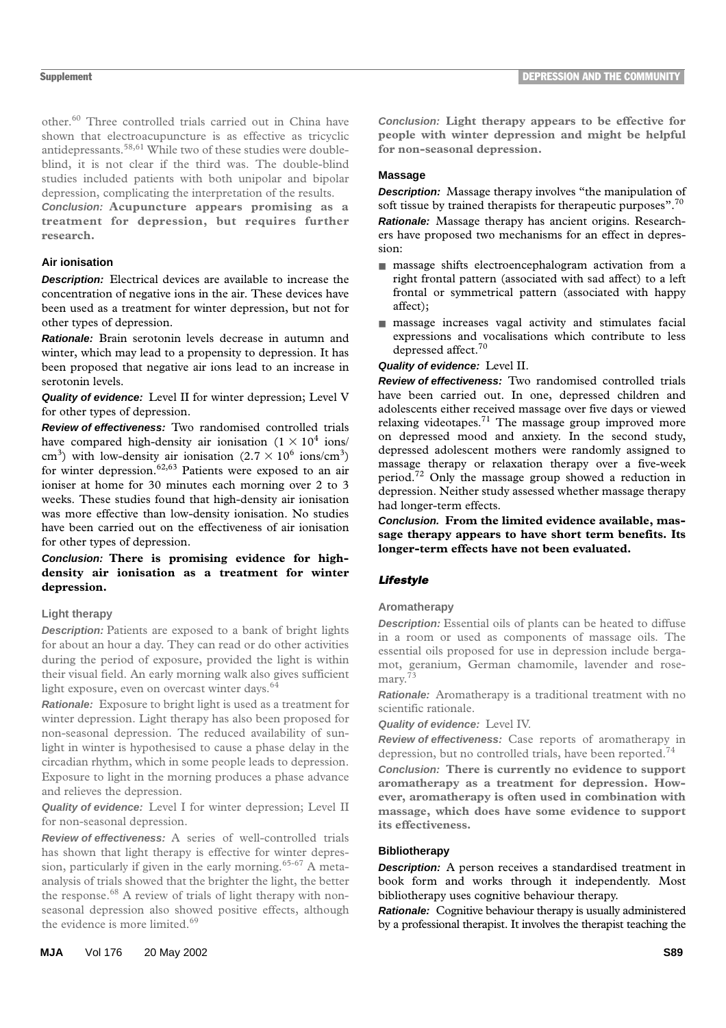other.[60] Three controlled trials carried out in China have shown that electroacupuncture is as effective as tricyclic antidepressants.[58,61] While two of these studies were double-blind, it is not clear if the third was. The double-blind studies included patients with both unipolar and bipolar depression, complicating the interpretation of the results.

***Conclusion:*** **Acupuncture appears promising as a treatment for depression, but requires further research.**

### Air ionisation

***Description:*** Electrical devices are available to increase the concentration of negative ions in the air. These devices have been used as a treatment for winter depression, but not for other types of depression.

***Rationale:*** Brain serotonin levels decrease in autumn and winter, which may lead to a propensity to depression. It has been proposed that negative air ions lead to an increase in serotonin levels.

***Quality of evidence:*** Level II for winter depression; Level V for other types of depression.

***Review of effectiveness:*** Two randomised controlled trials have compared high-density air ionisation ($1 \times 10^4$ ions/cm$^3$) with low-density air ionisation ($2.7 \times 10^6$ ions/cm$^3$) for winter depression.[62,63] Patients were exposed to an air ioniser at home for 30 minutes each morning over 2 to 3 weeks. These studies found that high-density air ionisation was more effective than low-density ionisation. No studies have been carried out on the effectiveness of air ionisation for other types of depression.

***Conclusion:*** **There is promising evidence for high-density air ionisation as a treatment for winter depression.**

### Light therapy

***Description:*** Patients are exposed to a bank of bright lights for about an hour a day. They can read or do other activities during the period of exposure, provided the light is within their visual field. An early morning walk also gives sufficient light exposure, even on overcast winter days.[64]

***Rationale:*** Exposure to bright light is used as a treatment for winter depression. Light therapy has also been proposed for non-seasonal depression. The reduced availability of sunlight in winter is hypothesised to cause a phase delay in the circadian rhythm, which in some people leads to depression. Exposure to light in the morning produces a phase advance and relieves the depression.

***Quality of evidence:*** Level I for winter depression; Level II for non-seasonal depression.

***Review of effectiveness:*** A series of well-controlled trials has shown that light therapy is effective for winter depression, particularly if given in the early morning.[65-67] A meta-analysis of trials showed that the brighter the light, the better the response.[68] A review of trials of light therapy with non-seasonal depression also showed positive effects, although the evidence is more limited.[69]

***Conclusion:*** **Light therapy appears to be effective for people with winter depression and might be helpful for non-seasonal depression.**

### Massage

***Description:*** Massage therapy involves "the manipulation of soft tissue by trained therapists for therapeutic purposes".[70]

***Rationale:*** Massage therapy has ancient origins. Researchers have proposed two mechanisms for an effect in depression:

- massage shifts electroencephalogram activation from a right frontal pattern (associated with sad affect) to a left frontal or symmetrical pattern (associated with happy affect);
- massage increases vagal activity and stimulates facial expressions and vocalisations which contribute to less depressed affect.[70]

***Quality of evidence:*** Level II.

***Review of effectiveness:*** Two randomised controlled trials have been carried out. In one, depressed children and adolescents either received massage over five days or viewed relaxing videotapes.[71] The massage group improved more on depressed mood and anxiety. In the second study, depressed adolescent mothers were randomly assigned to massage therapy or relaxation therapy over a five-week period.[72] Only the massage group showed a reduction in depression. Neither study assessed whether massage therapy had longer-term effects.

***Conclusion.*** **From the limited evidence available, massage therapy appears to have short term benefits. Its longer-term effects have not been evaluated.**

## Lifestyle

### Aromatherapy

***Description:*** Essential oils of plants can be heated to diffuse in a room or used as components of massage oils. The essential oils proposed for use in depression include bergamot, geranium, German chamomile, lavender and rosemary.[73]

***Rationale:*** Aromatherapy is a traditional treatment with no scientific rationale.

***Quality of evidence:*** Level IV.

***Review of effectiveness:*** Case reports of aromatherapy in depression, but no controlled trials, have been reported.[74]

***Conclusion:*** **There is currently no evidence to support aromatherapy as a treatment for depression. However, aromatherapy is often used in combination with massage, which does have some evidence to support its effectiveness.**

### Bibliotherapy

***Description:*** A person receives a standardised treatment in book form and works through it independently. Most bibliotherapy uses cognitive behaviour therapy.

***Rationale:*** Cognitive behaviour therapy is usually administered by a professional therapist. It involves the therapist teaching the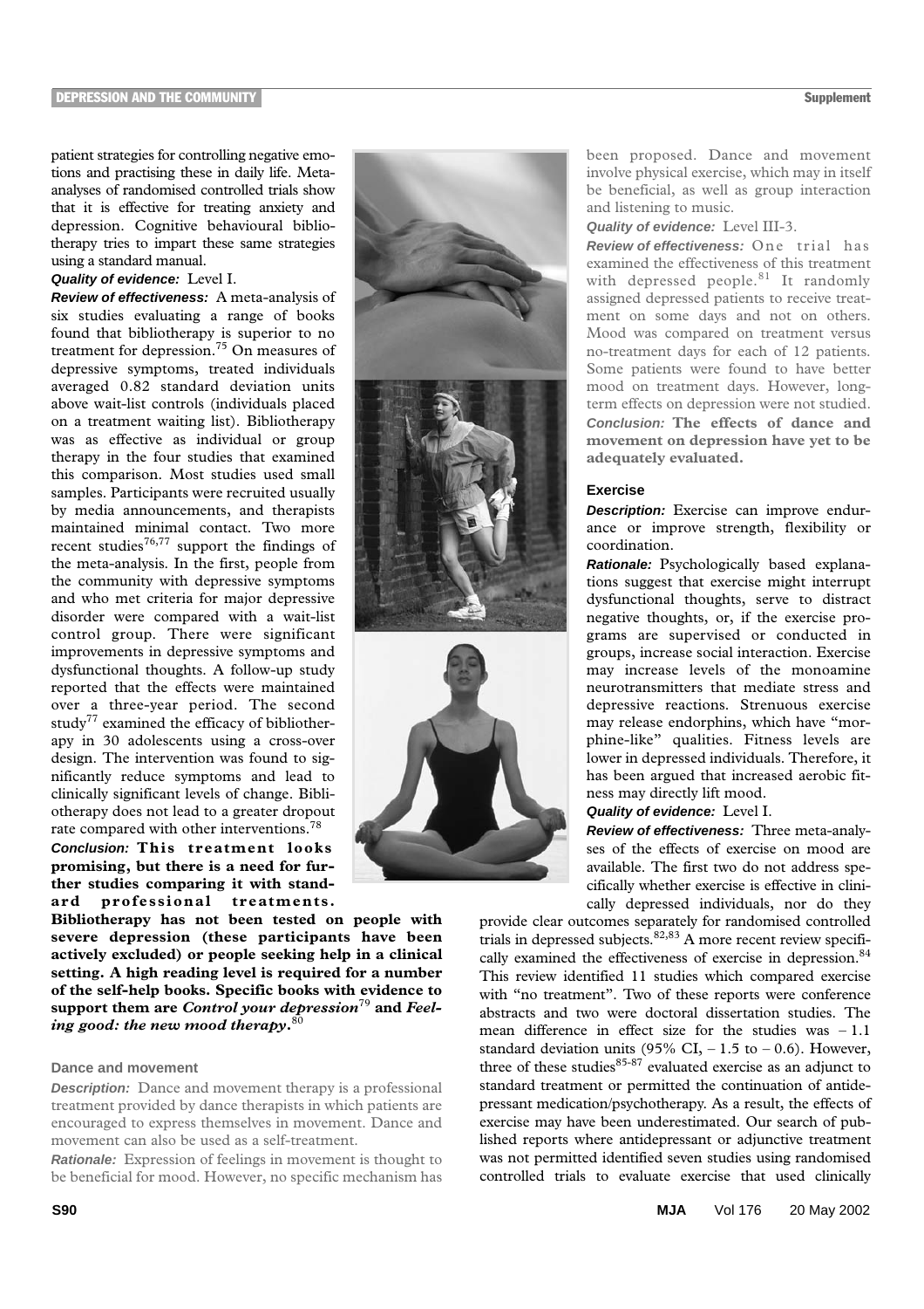patient strategies for controlling negative emotions and practising these in daily life. Meta-analyses of randomised controlled trials show that it is effective for treating anxiety and depression. Cognitive behavioural bibliotherapy tries to impart these same strategies using a standard manual.

***Quality of evidence:*** Level I.

***Review of effectiveness:*** A meta-analysis of six studies evaluating a range of books found that bibliotherapy is superior to no treatment for depression.[75] On measures of depressive symptoms, treated individuals averaged 0.82 standard deviation units above wait-list controls (individuals placed on a treatment waiting list). Bibliotherapy was as effective as individual or group therapy in the four studies that examined this comparison. Most studies used small samples. Participants were recruited usually by media announcements, and therapists maintained minimal contact. Two more recent studies[76,77] support the findings of the meta-analysis. In the first, people from the community with depressive symptoms and who met criteria for major depressive disorder were compared with a wait-list control group. There were significant improvements in depressive symptoms and dysfunctional thoughts. A follow-up study reported that the effects were maintained over a three-year period. The second study[77] examined the efficacy of bibliotherapy in 30 adolescents using a cross-over design. The intervention was found to significantly reduce symptoms and lead to clinically significant levels of change. Bibliotherapy does not lead to a greater dropout rate compared with other interventions.[78]

***Conclusion:*** **This treatment looks promising, but there is a need for further studies comparing it with standard professional treatments. Bibliotherapy has not been tested on people with severe depression (these participants have been actively excluded) or people seeking help in a clinical setting. A high reading level is required for a number of the self-help books. Specific books with evidence to support them are *Control your depression*[79] and *Feeling good: the new mood therapy*.[80]**

### Dance and movement

***Description:*** Dance and movement therapy is a professional treatment provided by dance therapists in which patients are encouraged to express themselves in movement. Dance and movement can also be used as a self-treatment.

***Rationale:*** Expression of feelings in movement is thought to be beneficial for mood. However, no specific mechanism has been proposed. Dance and movement involve physical exercise, which may in itself be beneficial, as well as group interaction and listening to music.

***Quality of evidence:*** Level III-3.

***Review of effectiveness:*** One trial has examined the effectiveness of this treatment with depressed people.[81] It randomly assigned depressed patients to receive treatment on some days and not on others. Mood was compared on treatment versus no-treatment days for each of 12 patients. Some patients were found to have better mood on treatment days. However, long-term effects on depression were not studied.

***Conclusion:*** **The effects of dance and movement on depression have yet to be adequately evaluated.**

### Exercise

***Description:*** Exercise can improve endurance or improve strength, flexibility or coordination.

***Rationale:*** Psychologically based explanations suggest that exercise might interrupt dysfunctional thoughts, serve to distract negative thoughts, or, if the exercise programs are supervised or conducted in groups, increase social interaction. Exercise may increase levels of the monoamine neurotransmitters that mediate stress and depressive reactions. Strenuous exercise may release endorphins, which have "morphine-like" qualities. Fitness levels are lower in depressed individuals. Therefore, it has been argued that increased aerobic fitness may directly lift mood.

***Quality of evidence:*** Level I.

***Review of effectiveness:*** Three meta-analyses of the effects of exercise on mood are available. The first two do not address specifically whether exercise is effective in clinically depressed individuals, nor do they provide clear outcomes separately for randomised controlled trials in depressed subjects.[82,83] A more recent review specifically examined the effectiveness of exercise in depression.[84] This review identified 11 studies which compared exercise with "no treatment". Two of these reports were conference abstracts and two were doctoral dissertation studies. The mean difference in effect size for the studies was $-1.1$ standard deviation units (95% CI, $-1.5$ to $-0.6$). However, three of these studies[85-87] evaluated exercise as an adjunct to standard treatment or permitted the continuation of antidepressant medication/psychotherapy. As a result, the effects of exercise may have been underestimated. Our search of published reports where antidepressant or adjunctive treatment was not permitted identified seven studies using randomised controlled trials to evaluate exercise that used clinically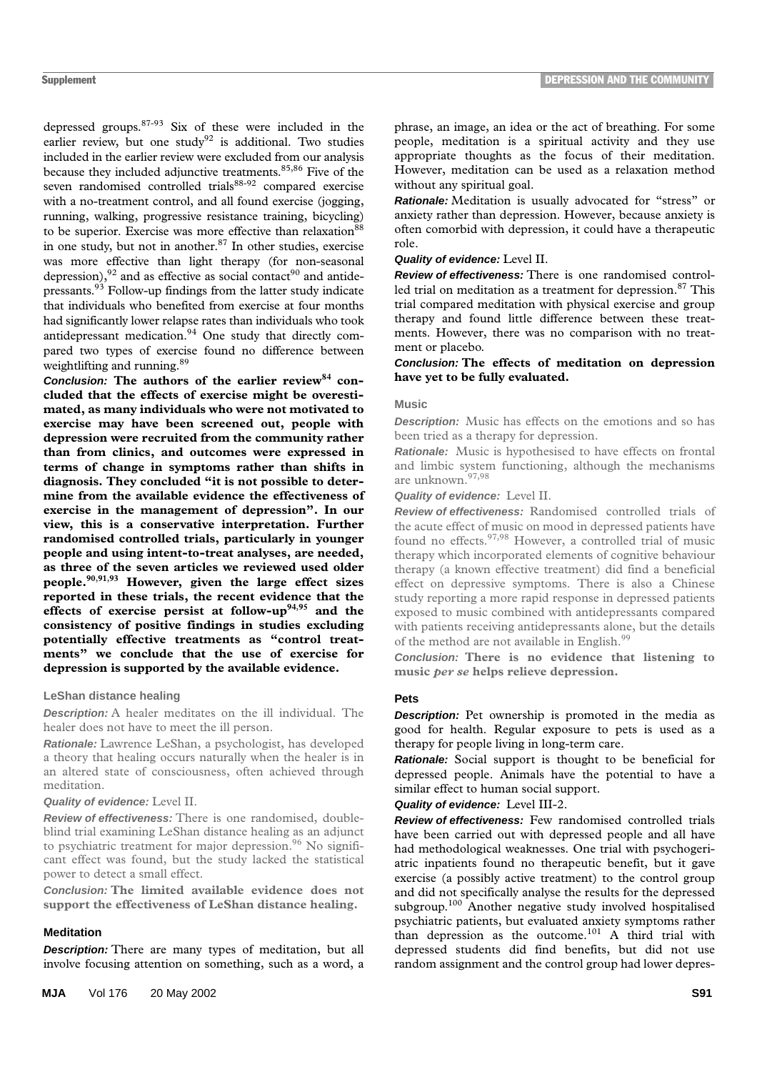depressed groups.[87-93] Six of these were included in the earlier review, but one study[92] is additional. Two studies included in the earlier review were excluded from our analysis because they included adjunctive treatments.[85,86] Five of the seven randomised controlled trials[88-92] compared exercise with a no-treatment control, and all found exercise (jogging, running, walking, progressive resistance training, bicycling) to be superior. Exercise was more effective than relaxation[88] in one study, but not in another.[87] In other studies, exercise was more effective than light therapy (for non-seasonal depression),[92] and as effective as social contact[90] and antidepressants.[93] Follow-up findings from the latter study indicate that individuals who benefited from exercise at four months had significantly lower relapse rates than individuals who took antidepressant medication.[94] One study that directly compared two types of exercise found no difference between weightlifting and running.[89]

***Conclusion:*** **The authors of the earlier review[84] concluded that the effects of exercise might be overestimated, as many individuals who were not motivated to exercise may have been screened out, people with depression were recruited from the community rather than from clinics, and outcomes were expressed in terms of change in symptoms rather than shifts in diagnosis. They concluded "it is not possible to determine from the available evidence the effectiveness of exercise in the management of depression". In our view, this is a conservative interpretation. Further randomised controlled trials, particularly in younger people and using intent-to-treat analyses, are needed, as three of the seven articles we reviewed used older people.[90,91,93] However, given the large effect sizes reported in these trials, the recent evidence that the effects of exercise persist at follow-up[94,95] and the consistency of positive findings in studies excluding potentially effective treatments as "control treatments" we conclude that the use of exercise for depression is supported by the available evidence.**

### LeShan distance healing

***Description:*** A healer meditates on the ill individual. The healer does not have to meet the ill person.

***Rationale:*** Lawrence LeShan, a psychologist, has developed a theory that healing occurs naturally when the healer is in an altered state of consciousness, often achieved through meditation.

***Quality of evidence:*** Level II.

***Review of effectiveness:*** There is one randomised, double-blind trial examining LeShan distance healing as an adjunct to psychiatric treatment for major depression.[96] No significant effect was found, but the study lacked the statistical power to detect a small effect.

***Conclusion:*** **The limited available evidence does not support the effectiveness of LeShan distance healing.**

### Meditation

***Description:*** There are many types of meditation, but all involve focusing attention on something, such as a word, a phrase, an image, an idea or the act of breathing. For some people, meditation is a spiritual activity and they use appropriate thoughts as the focus of their meditation. However, meditation can be used as a relaxation method without any spiritual goal.

***Rationale:*** Meditation is usually advocated for "stress" or anxiety rather than depression. However, because anxiety is often comorbid with depression, it could have a therapeutic role.

***Quality of evidence:*** Level II.

***Review of effectiveness:*** There is one randomised controlled trial on meditation as a treatment for depression.[87] This trial compared meditation with physical exercise and group therapy and found little difference between these treatments. However, there was no comparison with no treatment or placebo.

***Conclusion:*** **The effects of meditation on depression have yet to be fully evaluated.**

### Music

***Description:*** Music has effects on the emotions and so has been tried as a therapy for depression.

***Rationale:*** Music is hypothesised to have effects on frontal and limbic system functioning, although the mechanisms are unknown.[97,98]

***Quality of evidence:*** Level II.

***Review of effectiveness:*** Randomised controlled trials of the acute effect of music on mood in depressed patients have found no effects.[97,98] However, a controlled trial of music therapy which incorporated elements of cognitive behaviour therapy (a known effective treatment) did find a beneficial effect on depressive symptoms. There is also a Chinese study reporting a more rapid response in depressed patients exposed to music combined with antidepressants compared with patients receiving antidepressants alone, but the details of the method are not available in English.[99]

***Conclusion:*** **There is no evidence that listening to music *per se* helps relieve depression.**

### Pets

***Description:*** Pet ownership is promoted in the media as good for health. Regular exposure to pets is used as a therapy for people living in long-term care.

***Rationale:*** Social support is thought to be beneficial for depressed people. Animals have the potential to have a similar effect to human social support.

***Quality of evidence:*** Level III-2.

***Review of effectiveness:*** Few randomised controlled trials have been carried out with depressed people and all have had methodological weaknesses. One trial with psychogeriatric inpatients found no therapeutic benefit, but it gave exercise (a possibly active treatment) to the control group and did not specifically analyse the results for the depressed subgroup.[100] Another negative study involved hospitalised psychiatric patients, but evaluated anxiety symptoms rather than depression as the outcome.[101] A third trial with depressed students did find benefits, but did not use random assignment and the control group had lower depres-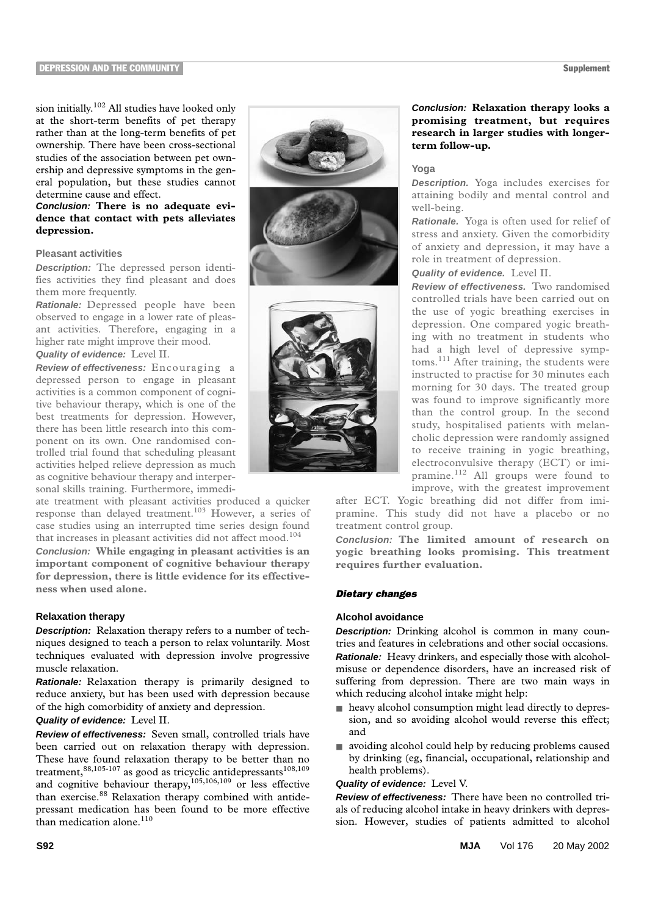sion initially.[102] All studies have looked only at the short-term benefits of pet therapy rather than at the long-term benefits of pet ownership. There have been cross-sectional studies of the association between pet ownership and depressive symptoms in the general population, but these studies cannot determine cause and effect.

***Conclusion:*** **There is no adequate evidence that contact with pets alleviates depression.**

### Pleasant activities

***Description:*** The depressed person identifies activities they find pleasant and does them more frequently.

***Rationale:*** Depressed people have been observed to engage in a lower rate of pleasant activities. Therefore, engaging in a higher rate might improve their mood.

***Quality of evidence:*** Level II.

***Review of effectiveness:*** Encouraging a depressed person to engage in pleasant activities is a common component of cognitive behaviour therapy, which is one of the best treatments for depression. However, there has been little research into this component on its own. One randomised controlled trial found that scheduling pleasant activities helped relieve depression as much as cognitive behaviour therapy and interpersonal skills training. Furthermore, immediate treatment with pleasant activities produced a quicker response than delayed treatment.[103] However, a series of case studies using an interrupted time series design found that increases in pleasant activities did not affect mood.[104]

***Conclusion:*** **While engaging in pleasant activities is an important component of cognitive behaviour therapy for depression, there is little evidence for its effectiveness when used alone.**

### Relaxation therapy

***Description:*** Relaxation therapy refers to a number of techniques designed to teach a person to relax voluntarily. Most techniques evaluated with depression involve progressive muscle relaxation.

***Rationale:*** Relaxation therapy is primarily designed to reduce anxiety, but has been used with depression because of the high comorbidity of anxiety and depression.

***Quality of evidence:*** Level II.

***Review of effectiveness:*** Seven small, controlled trials have been carried out on relaxation therapy with depression. These have found relaxation therapy to be better than no treatment,[88,105-107] as good as tricyclic antidepressants[108,109] and cognitive behaviour therapy,[105,106,109] or less effective than exercise.[88] Relaxation therapy combined with antidepressant medication has been found to be more effective than medication alone.[110]

***Conclusion:*** **Relaxation therapy looks a promising treatment, but requires research in larger studies with longer-term follow-up.**

### Yoga

***Description.*** Yoga includes exercises for attaining bodily and mental control and well-being.

***Rationale.*** Yoga is often used for relief of stress and anxiety. Given the comorbidity of anxiety and depression, it may have a role in treatment of depression.

***Quality of evidence.*** Level II.

***Review of effectiveness.*** Two randomised controlled trials have been carried out on the use of yogic breathing exercises in depression. One compared yogic breathing with no treatment in students who had a high level of depressive symptoms.[111] After training, the students were instructed to practise for 30 minutes each morning for 30 days. The treated group was found to improve significantly more than the control group. In the second study, hospitalised patients with melancholic depression were randomly assigned to receive training in yogic breathing, electroconvulsive therapy (ECT) or imipramine.[112] All groups were found to improve, with the greatest improvement after ECT. Yogic breathing did not differ from imipramine. This study did not have a placebo or no treatment control group.

***Conclusion:*** **The limited amount of research on yogic breathing looks promising. This treatment requires further evaluation.**

## *Dietary changes*

### Alcohol avoidance

***Description:*** Drinking alcohol is common in many countries and features in celebrations and other social occasions.

***Rationale:*** Heavy drinkers, and especially those with alcohol-misuse or dependence disorders, have an increased risk of suffering from depression. There are two main ways in which reducing alcohol intake might help:

- heavy alcohol consumption might lead directly to depression, and so avoiding alcohol would reverse this effect; and
- avoiding alcohol could help by reducing problems caused by drinking (eg, financial, occupational, relationship and health problems).

***Quality of evidence:*** Level V.

***Review of effectiveness:*** There have been no controlled trials of reducing alcohol intake in heavy drinkers with depression. However, studies of patients admitted to alcohol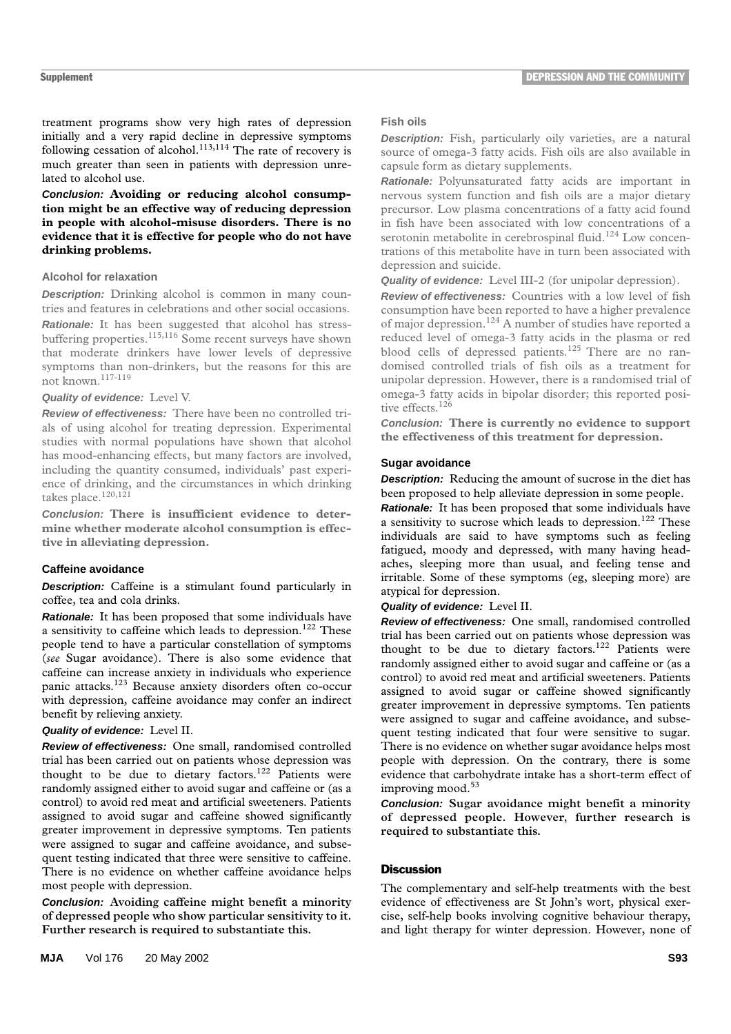treatment programs show very high rates of depression initially and a very rapid decline in depressive symptoms following cessation of alcohol.[113,114] The rate of recovery is much greater than seen in patients with depression unrelated to alcohol use.

***Conclusion:*** **Avoiding or reducing alcohol consumption might be an effective way of reducing depression in people with alcohol-misuse disorders. There is no evidence that it is effective for people who do not have drinking problems.**

### Alcohol for relaxation

***Description:*** Drinking alcohol is common in many countries and features in celebrations and other social occasions.

***Rationale:*** It has been suggested that alcohol has stress-buffering properties.[115,116] Some recent surveys have shown that moderate drinkers have lower levels of depressive symptoms than non-drinkers, but the reasons for this are not known.[117-119]

***Quality of evidence:*** Level V.

***Review of effectiveness:*** There have been no controlled trials of using alcohol for treating depression. Experimental studies with normal populations have shown that alcohol has mood-enhancing effects, but many factors are involved, including the quantity consumed, individuals' past experience of drinking, and the circumstances in which drinking takes place.[120,121]

***Conclusion:*** **There is insufficient evidence to determine whether moderate alcohol consumption is effective in alleviating depression.**

### Caffeine avoidance

***Description:*** Caffeine is a stimulant found particularly in coffee, tea and cola drinks.

***Rationale:*** It has been proposed that some individuals have a sensitivity to caffeine which leads to depression.[122] These people tend to have a particular constellation of symptoms (*see* Sugar avoidance). There is also some evidence that caffeine can increase anxiety in individuals who experience panic attacks.[123] Because anxiety disorders often co-occur with depression, caffeine avoidance may confer an indirect benefit by relieving anxiety.

***Quality of evidence:*** Level II.

***Review of effectiveness:*** One small, randomised controlled trial has been carried out on patients whose depression was thought to be due to dietary factors.[122] Patients were randomly assigned either to avoid sugar and caffeine or (as a control) to avoid red meat and artificial sweeteners. Patients assigned to avoid sugar and caffeine showed significantly greater improvement in depressive symptoms. Ten patients were assigned to sugar and caffeine avoidance, and subsequent testing indicated that three were sensitive to caffeine. There is no evidence on whether caffeine avoidance helps most people with depression.

***Conclusion:*** **Avoiding caffeine might benefit a minority of depressed people who show particular sensitivity to it. Further research is required to substantiate this.**

### Fish oils

***Description:*** Fish, particularly oily varieties, are a natural source of omega-3 fatty acids. Fish oils are also available in capsule form as dietary supplements.

***Rationale:*** Polyunsaturated fatty acids are important in nervous system function and fish oils are a major dietary precursor. Low plasma concentrations of a fatty acid found in fish have been associated with low concentrations of a serotonin metabolite in cerebrospinal fluid.[124] Low concentrations of this metabolite have in turn been associated with depression and suicide.

***Quality of evidence:*** Level III-2 (for unipolar depression).

***Review of effectiveness:*** Countries with a low level of fish consumption have been reported to have a higher prevalence of major depression.[124] A number of studies have reported a reduced level of omega-3 fatty acids in the plasma or red blood cells of depressed patients.[125] There are no randomised controlled trials of fish oils as a treatment for unipolar depression. However, there is a randomised trial of omega-3 fatty acids in bipolar disorder; this reported positive effects.[126]

***Conclusion:*** **There is currently no evidence to support the effectiveness of this treatment for depression.**

### Sugar avoidance

***Description:*** Reducing the amount of sucrose in the diet has been proposed to help alleviate depression in some people.

***Rationale:*** It has been proposed that some individuals have a sensitivity to sucrose which leads to depression.[122] These individuals are said to have symptoms such as feeling fatigued, moody and depressed, with many having headaches, sleeping more than usual, and feeling tense and irritable. Some of these symptoms (eg, sleeping more) are atypical for depression.

***Quality of evidence:*** Level II.

***Review of effectiveness:*** One small, randomised controlled trial has been carried out on patients whose depression was thought to be due to dietary factors.[122] Patients were randomly assigned either to avoid sugar and caffeine or (as a control) to avoid red meat and artificial sweeteners. Patients assigned to avoid sugar or caffeine showed significantly greater improvement in depressive symptoms. Ten patients were assigned to sugar and caffeine avoidance, and subsequent testing indicated that four were sensitive to sugar. There is no evidence on whether sugar avoidance helps most people with depression. On the contrary, there is some evidence that carbohydrate intake has a short-term effect of improving mood.[53]

***Conclusion:*** **Sugar avoidance might benefit a minority of depressed people. However, further research is required to substantiate this.**

## Discussion

The complementary and self-help treatments with the best evidence of effectiveness are St John's wort, physical exercise, self-help books involving cognitive behaviour therapy, and light therapy for winter depression. However, none of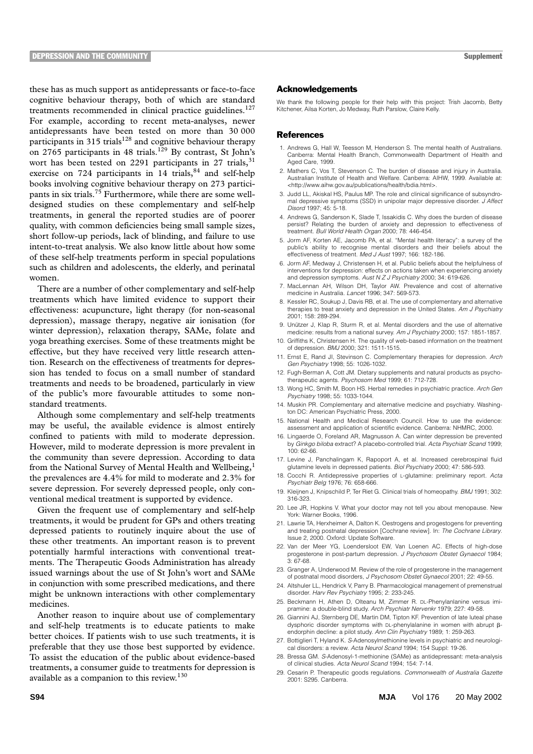these has as much support as antidepressants or face-to-face cognitive behaviour therapy, both of which are standard treatments recommended in clinical practice guidelines.[127] For example, according to recent meta-analyses, newer antidepressants have been tested on more than 30 000 participants in 315 trials[128] and cognitive behaviour therapy on 2765 participants in 48 trials.[129] By contrast, St John's wort has been tested on 2291 participants in 27 trials,[31] exercise on 724 participants in 14 trials,[84] and self-help books involving cognitive behaviour therapy on 273 participants in six trials.[75] Furthermore, while there are some well-designed studies on these complementary and self-help treatments, in general the reported studies are of poorer quality, with common deficiencies being small sample sizes, short follow-up periods, lack of blinding, and failure to use intent-to-treat analysis. We also know little about how some of these self-help treatments perform in special populations such as children and adolescents, the elderly, and perinatal women.

There are a number of other complementary and self-help treatments which have limited evidence to support their effectiveness: acupuncture, light therapy (for non-seasonal depression), massage therapy, negative air ionisation (for winter depression), relaxation therapy, SAMe, folate and yoga breathing exercises. Some of these treatments might be effective, but they have received very little research attention. Research on the effectiveness of treatments for depression has tended to focus on a small number of standard treatments and needs to be broadened, particularly in view of the public's more favourable attitudes to some non-standard treatments.

Although some complementary and self-help treatments may be useful, the available evidence is almost entirely confined to patients with mild to moderate depression. However, mild to moderate depression is more prevalent in the community than severe depression. According to data from the National Survey of Mental Health and Wellbeing,[1] the prevalences are 4.4% for mild to moderate and 2.3% for severe depression. For severely depressed people, only conventional medical treatment is supported by evidence.

Given the frequent use of complementary and self-help treatments, it would be prudent for GPs and others treating depressed patients to routinely inquire about the use of these other treatments. An important reason is to prevent potentially harmful interactions with conventional treatments. The Therapeutic Goods Administration has already issued warnings about the use of St John's wort and SAMe in conjunction with some prescribed medications, and there might be unknown interactions with other complementary medicines.

Another reason to inquire about use of complementary and self-help treatments is to educate patients to make better choices. If patients wish to use such treatments, it is preferable that they use those best supported by evidence. To assist the education of the public about evidence-based treatments, a consumer guide to treatments for depression is available as a companion to this review.[130]

### Acknowledgements

We thank the following people for their help with this project: Trish Jacomb, Betty Kitchener, Ailsa Korten, Jo Medway, Ruth Parslow, Claire Kelly.

### References

1. Andrews G, Hall W, Teesson M, Henderson S. The mental health of Australians. Canberra: Mental Health Branch, Commonwealth Department of Health and Aged Care, 1999.
2. Mathers C, Vos T, Stevenson C. The burden of disease and injury in Australia. Australian Institute of Health and Welfare. Canberra: AIHW, 1999. Available at: <http://www.aihw.gov.au/publications/health/bdia.html>.
3. Judd LL, Akiskal HS, Paulus MP. The role and clinical significance of subsyndromal depressive symptoms (SSD) in unipolar major depressive disorder. *J Affect Disord* 1997; 45: 5-18.
4. Andrews G, Sanderson K, Slade T, Issakidis C. Why does the burden of disease persist? Relating the burden of anxiety and depression to effectiveness of treatment. *Bull World Health Organ* 2000; 78: 446-454.
5. Jorm AF, Korten AE, Jacomb PA, et al. "Mental health literacy": a survey of the public's ability to recognise mental disorders and their beliefs about the effectiveness of treatment. *Med J Aust* 1997; 166: 182-186.
6. Jorm AF, Medway J, Christensen H, et al. Public beliefs about the helpfulness of interventions for depression: effects on actions taken when experiencing anxiety and depression symptoms. *Aust N Z J Psychiatry* 2000; 34: 619-626.
7. MacLennan AH, Wilson DH, Taylor AW. Prevalence and cost of alternative medicine in Australia. *Lancet* 1996; 347: 569-573.
8. Kessler RC, Soukup J, Davis RB, et al. The use of complementary and alternative therapies to treat anxiety and depression in the United States. *Am J Psychiatry* 2001; 158: 289-294.
9. Unützer J, Klap R, Sturm R, et al. Mental disorders and the use of alternative medicine: results from a national survey. *Am J Psychiatry* 2000; 157: 1851-1857.
10. Griffiths K, Christensen H. The quality of web-based information on the treatment of depression. *BMJ* 2000; 321: 1511-1515.
11. Ernst E, Rand JI, Stevinson C. Complementary therapies for depression. *Arch Gen Psychiatry* 1998; 55: 1026-1032.
12. Fugh-Berman A, Cott JM. Dietary supplements and natural products as psychotherapeutic agents. *Psychosom Med* 1999; 61: 712-728.
13. Wong HC, Smith M, Boon HS. Herbal remedies in psychiatric practice. *Arch Gen Psychiatry* 1998; 55: 1033-1044.
14. Muskin PR. Complementary and alternative medicine and psychiatry. Washington DC: American Psychiatric Press, 2000.
15. National Health and Medical Research Council. How to use the evidence: assessment and application of scientific evidence. Canberra: NHMRC, 2000.
16. Lingaerde O, Foreland AR, Magnusson A. Can winter depression be prevented by *Ginkgo biloba* extract? A placebo-controlled trial. *Acta Psychiatr Scand* 1999; 100: 62-66.
17. Levine J, Panchalingam K, Rapoport A, et al. Increased cerebrospinal fluid glutamine levels in depressed patients. *Biol Psychiatry* 2000; 47: 586-593.
18. Cocchi R. Antidepressive properties of L-glutamine: preliminary report. *Acta Psychiatr Belg* 1976; 76: 658-666.
19. Kleijnen J, Knipschild P, Ter Riet G. Clinical trials of homeopathy. *BMJ* 1991; 302: 316-323.
20. Lee JR, Hopkins V. What your doctor may not tell you about menopause. New York: Warner Books, 1996.
21. Lawrie TA, Herxheimer A, Dalton K. Oestrogens and progestogens for preventing and treating postnatal depression [Cochrane review]. In: *The Cochrane Library*. Issue 2, 2000. Oxford: Update Software.
22. Van der Meer YG, Loendersloot EW, Van Loenen AC. Effects of high-dose progesterone in post-partum depression. *J Psychosom Obstet Gynaecol* 1984; 3: 67-68.
23. Granger A, Underwood M. Review of the role of progesterone in the management of postnatal mood disorders, *J Psychosom Obstet Gynaecol* 2001; 22: 49-55.
24. Altshuler LL, Hendrick V, Parry B. Pharmacological management of premenstrual disorder. *Harv Rev Psychiatry* 1995; 2: 233-245.
25. Beckmann H, Athen D, Olteanu M, Zimmer R. DL-Phenylanlanine versus imipramine: a double-blind study. *Arch Psychiatr Nervenkr* 1979; 227: 49-58.
26. Giannini AJ, Sternberg DE, Martin DM, Tipton KF. Prevention of late luteal phase dysphoric disorder symptoms with DL-phenylalanine in women with abrupt β-endorphin decline: a pilot study. *Ann Clin Psychiatry* 1989; 1: 259-263.
27. Bottiglieri T, Hyland K. *S*-Adenosylmethionine levels in psychiatric and neurological disorders: a review. *Acta Neurol Scand* 1994; 154 Suppl: 19-26.
28. Bressa GM. *S*-Adenosyl-1-methionine (SAMe) as antidepressant: meta-analysis of clinical studies. *Acta Neurol Scand* 1994; 154: 7-14.
29. Cesarin P. Therapeutic goods regulations. *Commonwealth of Australia Gazette* 2001: S295. Canberra.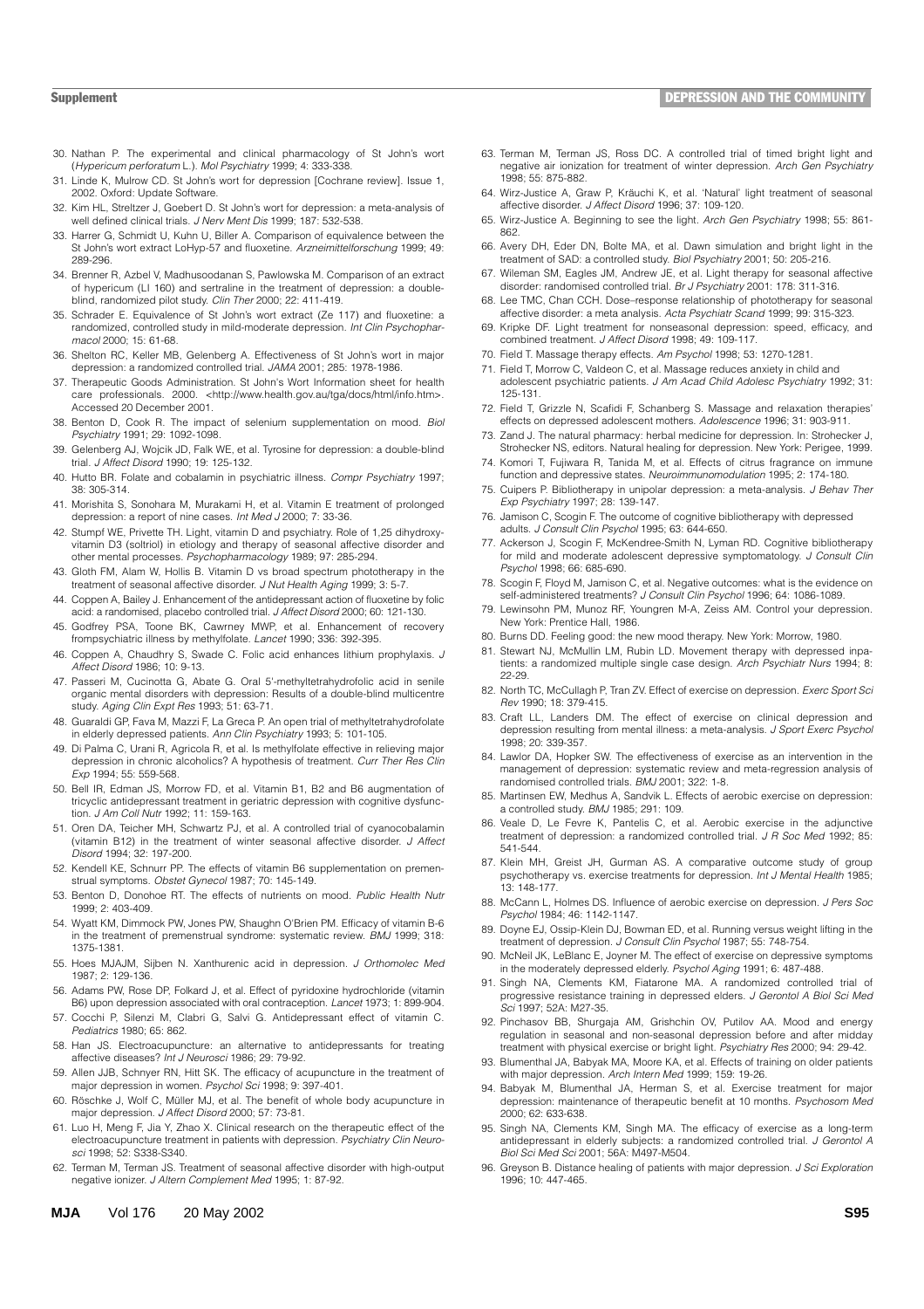30. Nathan P. The experimental and clinical pharmacology of St John's wort (*Hypericum perforatum* L.). *Mol Psychiatry* 1999; 4: 333-338.
31. Linde K, Mulrow CD. St John's wort for depression [Cochrane review]. Issue 1, 2002. Oxford: Update Software.
32. Kim HL, Streltzer J, Goebert D. St John's wort for depression: a meta-analysis of well defined clinical trials. *J Nerv Ment Dis* 1999; 187: 532-538.
33. Harrer G, Schmidt U, Kuhn U, Biller A. Comparison of equivalence between the St John's wort extract LoHyp-57 and fluoxetine. *Arzneimittelforschung* 1999; 49: 289-296.
34. Brenner R, Azbel V, Madhusoodanan S, Pawlowska M. Comparison of an extract of hypericum (LI 160) and sertraline in the treatment of depression: a double-blind, randomized pilot study. *Clin Ther* 2000; 22: 411-419.
35. Schrader E. Equivalence of St John's wort extract (Ze 117) and fluoxetine: a randomized, controlled study in mild-moderate depression. *Int Clin Psychopharmacol* 2000; 15: 61-68.
36. Shelton RC, Keller MB, Gelenberg A. Effectiveness of St John's wort in major depression: a randomized controlled trial. *JAMA* 2001; 285: 1978-1986.
37. Therapeutic Goods Administration. St John's Wort Information sheet for health care professionals. 2000. <http://www.health.gov.au/tga/docs/html/info.htm>. Accessed 20 December 2001.
38. Benton D, Cook R. The impact of selenium supplementation on mood. *Biol Psychiatry* 1991; 29: 1092-1098.
39. Gelenberg AJ, Wojcik JD, Falk WE, et al. Tyrosine for depression: a double-blind trial. *J Affect Disord* 1990; 19: 125-132.
40. Hutto BR. Folate and cobalamin in psychiatric illness. *Compr Psychiatry* 1997; 38: 305-314.
41. Morishita S, Sonohara M, Murakami H, et al. Vitamin E treatment of prolonged depression: a report of nine cases. *Int Med J* 2000; 7: 33-36.
42. Stumpf WE, Privette TH. Light, vitamin D and psychiatry. Role of 1,25 dihydroxyvitamin D3 (soltriol) in etiology and therapy of seasonal affective disorder and other mental processes. *Psychopharmacology* 1989; 97: 285-294.
43. Gloth FM, Alam W, Hollis B. Vitamin D vs broad spectrum phototherapy in the treatment of seasonal affective disorder. *J Nut Health Aging* 1999; 3: 5-7.
44. Coppen A, Bailey J. Enhancement of the antidepressant action of fluoxetine by folic acid: a randomised, placebo controlled trial. *J Affect Disord* 2000; 60: 121-130.
45. Godfrey PSA, Toone BK, Cawrney MWP, et al. Enhancement of recovery frompsychiatric illness by methylfolate. *Lancet* 1990; 336: 392-395.
46. Coppen A, Chaudhry S, Swade C. Folic acid enhances lithium prophylaxis. *J Affect Disord* 1986; 10: 9-13.
47. Passeri M, Cucinotta G, Abate G. Oral 5'-methyltetrahydrofolic acid in senile organic mental disorders with depression: Results of a double-blind multicentre study. *Aging Clin Expt Res* 1993; 51: 63-71.
48. Guaraldi GP, Fava M, Mazzi F, La Greca P. An open trial of methyltetrahydrofolate in elderly depressed patients. *Ann Clin Psychiatry* 1993; 5: 101-105.
49. Di Palma C, Urani R, Agricola R, et al. Is methylfolate effective in relieving major depression in chronic alcoholics? A hypothesis of treatment. *Curr Ther Res Clin Exp* 1994; 55: 559-568.
50. Bell IR, Edman JS, Morrow FD, et al. Vitamin B1, B2 and B6 augmentation of tricyclic antidepressant treatment in geriatric depression with cognitive dysfunction. *J Am Coll Nutr* 1992; 11: 159-163.
51. Oren DA, Teicher MH, Schwartz PJ, et al. A controlled trial of cyanocobalamin (vitamin B12) in the treatment of winter seasonal affective disorder. *J Affect Disord* 1994; 32: 197-200.
52. Kendell KE, Schnurr PP. The effects of vitamin B6 supplementation on premenstrual symptoms. *Obstet Gynecol* 1987; 70: 145-149.
53. Benton D, Donohoe RT. The effects of nutrients on mood. *Public Health Nutr* 1999; 2: 403-409.
54. Wyatt KM, Dimmock PW, Jones PW, Shaughn O'Brien PM. Efficacy of vitamin B-6 in the treatment of premenstrual syndrome: systematic review. *BMJ* 1999; 318: 1375-1381.
55. Hoes MJAJM, Sijben N. Xanthurenic acid in depression. *J Orthomolec Med* 1987; 2: 129-136.
56. Adams PW, Rose DP, Folkard J, et al. Effect of pyridoxine hydrochloride (vitamin B6) upon depression associated with oral contraception. *Lancet* 1973; 1: 899-904.
57. Cocchi P, Silenzi M, Clabri G, Salvi G. Antidepressant effect of vitamin C. *Pediatrics* 1980; 65: 862.
58. Han JS. Electroacupuncture: an alternative to antidepressants for treating affective diseases? *Int J Neurosci* 1986; 29: 79-92.
59. Allen JJB, Schnyer RN, Hitt SK. The efficacy of acupuncture in the treatment of major depression in women. *Psychol Sci* 1998; 9: 397-401.
60. Röschke J, Wolf C, Müller MJ, et al. The benefit of whole body acupuncture in major depression. *J Affect Disord* 2000; 57: 73-81.
61. Luo H, Meng F, Jia Y, Zhao X. Clinical research on the therapeutic effect of the electroacupuncture treatment in patients with depression. *Psychiatry Clin Neurosci* 1998; 52: S338-S340.
62. Terman M, Terman JS. Treatment of seasonal affective disorder with high-output negative ionizer. *J Altern Complement Med* 1995; 1: 87-92.
63. Terman M, Terman JS, Ross DC. A controlled trial of timed bright light and negative air ionization for treatment of winter depression. *Arch Gen Psychiatry* 1998; 55: 875-882.
64. Wirz-Justice A, Graw P, Kräuchi K, et al. 'Natural' light treatment of seasonal affective disorder. *J Affect Disord* 1996; 37: 109-120.
65. Wirz-Justice A. Beginning to see the light. *Arch Gen Psychiatry* 1998; 55: 861-862.
66. Avery DH, Eder DN, Bolte MA, et al. Dawn simulation and bright light in the treatment of SAD: a controlled study. *Biol Psychiatry* 2001; 50: 205-216.
67. Wileman SM, Eagles JM, Andrew JE, et al. Light therapy for seasonal affective disorder: randomised controlled trial. *Br J Psychiatry* 2001: 178: 311-316.
68. Lee TMC, Chan CCH. Dose–response relationship of phototherapy for seasonal affective disorder: a meta analysis. *Acta Psychiatr Scand* 1999; 99: 315-323.
69. Kripke DF. Light treatment for nonseasonal depression: speed, efficacy, and combined treatment. *J Affect Disord* 1998; 49: 109-117.
70. Field T. Massage therapy effects. *Am Psychol* 1998; 53: 1270-1281.
71. Field T, Morrow C, Valdeon C, et al. Massage reduces anxiety in child and adolescent psychiatric patients. *J Am Acad Child Adolesc Psychiatry* 1992; 31: 125-131.
72. Field T, Grizzle N, Scafidi F, Schanberg S. Massage and relaxation therapies' effects on depressed adolescent mothers. *Adolescence* 1996; 31: 903-911.
73. Zand J. The natural pharmacy: herbal medicine for depression. In: Strohecker J, Strohecker NS, editors. Natural healing for depression. New York: Perigee, 1999.
74. Komori T, Fujiwara R, Tanida M, et al. Effects of citrus fragrance on immune function and depressive states. *Neuroimmunomodulation* 1995; 2: 174-180.
75. Cuipers P. Bibliotherapy in unipolar depression: a meta-analysis. *J Behav Ther Exp Psychiatry* 1997; 28: 139-147.
76. Jamison C, Scogin F. The outcome of cognitive bibliotherapy with depressed adults. *J Consult Clin Psychol* 1995; 63: 644-650.
77. Ackerson J, Scogin F, McKendree-Smith N, Lyman RD. Cognitive bibliotherapy for mild and moderate adolescent depressive symptomatology. *J Consult Clin Psychol* 1998; 66: 685-690.
78. Scogin F, Floyd M, Jamison C, et al. Negative outcomes: what is the evidence on self-administered treatments? *J Consult Clin Psychol* 1996; 64: 1086-1089.
79. Lewinsohn PM, Munoz RF, Youngren M-A, Zeiss AM. Control your depression. New York: Prentice Hall, 1986.
80. Burns DD. Feeling good: the new mood therapy. New York: Morrow, 1980.
81. Stewart NJ, McMullin LM, Rubin LD. Movement therapy with depressed inpatients: a randomized multiple single case design. *Arch Psychiatr Nurs* 1994; 8: 22-29.
82. North TC, McCullagh P, Tran ZV. Effect of exercise on depression. *Exerc Sport Sci Rev* 1990; 18: 379-415.
83. Craft LL, Landers DM. The effect of exercise on clinical depression and depression resulting from mental illness: a meta-analysis. *J Sport Exerc Psychol* 1998; 20: 339-357.
84. Lawlor DA, Hopker SW. The effectiveness of exercise as an intervention in the management of depression: systematic review and meta-regression analysis of randomised controlled trials. *BMJ* 2001; 322: 1-8.
85. Martinsen EW, Medhus A, Sandvik L. Effects of aerobic exercise on depression: a controlled study. *BMJ* 1985; 291: 109.
86. Veale D, Le Fevre K, Pantelis C, et al. Aerobic exercise in the adjunctive treatment of depression: a randomized controlled trial. *J R Soc Med* 1992; 85: 541-544.
87. Klein MH, Greist JH, Gurman AS. A comparative outcome study of group psychotherapy vs. exercise treatments for depression. *Int J Mental Health* 1985; 13: 148-177.
88. McCann L, Holmes DS. Influence of aerobic exercise on depression. *J Pers Soc Psychol* 1984; 46: 1142-1147.
89. Doyne EJ, Ossip-Klein DJ, Bowman ED, et al. Running versus weight lifting in the treatment of depression. *J Consult Clin Psychol* 1987; 55: 748-754.
90. McNeil JK, LeBlanc E, Joyner M. The effect of exercise on depressive symptoms in the moderately depressed elderly. *Psychol Aging* 1991; 6: 487-488.
91. Singh NA, Clements KM, Fiatarone MA. A randomized controlled trial of progressive resistance training in depressed elders. *J Gerontol A Biol Sci Med Sci* 1997; 52A: M27-35.
92. Pinchasov BB, Shurgaja AM, Grishchin OV, Putilov AA. Mood and energy regulation in seasonal and non-seasonal depression before and after midday treatment with physical exercise or bright light. *Psychiatry Res* 2000; 94: 29-42.
93. Blumenthal JA, Babyak MA, Moore KA, et al. Effects of training on older patients with major depression. *Arch Intern Med* 1999; 159: 19-26.
94. Babyak M, Blumenthal JA, Herman S, et al. Exercise treatment for major depression: maintenance of therapeutic benefit at 10 months. *Psychosom Med* 2000; 62: 633-638.
95. Singh NA, Clements KM, Singh MA. The efficacy of exercise as a long-term antidepressant in elderly subjects: a randomized controlled trial. *J Gerontol A Biol Sci Med Sci* 2001; 56A: M497-M504.
96. Greyson B. Distance healing of patients with major depression. *J Sci Exploration* 1996; 10: 447-465.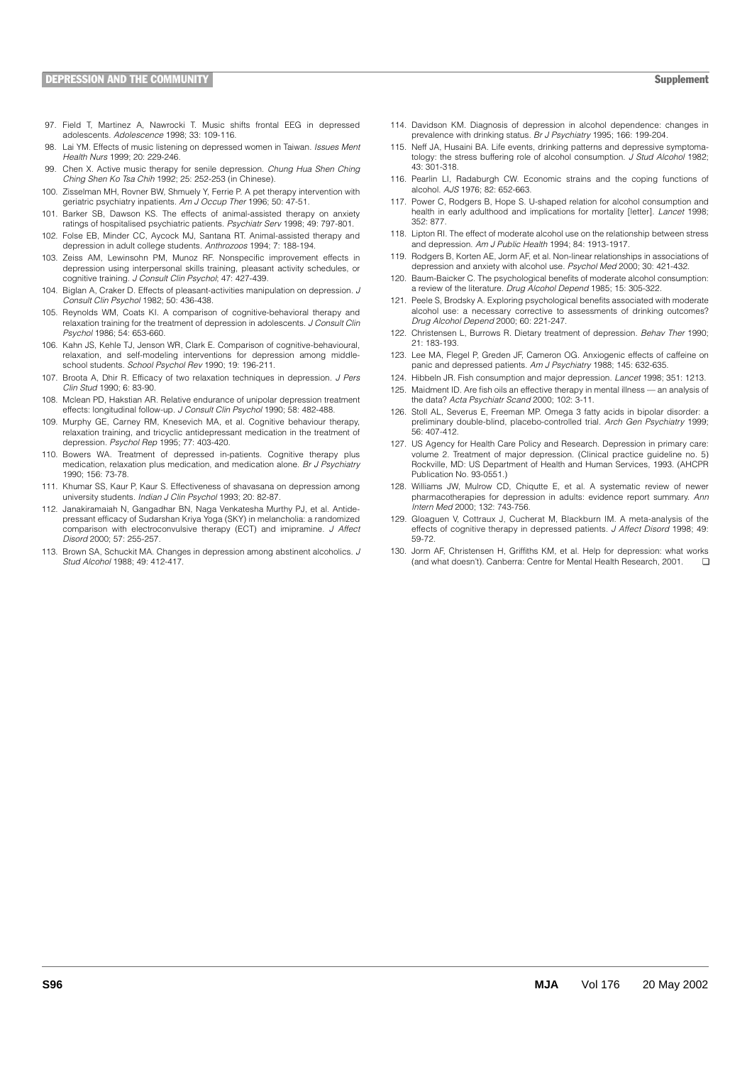97. Field T, Martinez A, Nawrocki T. Music shifts frontal EEG in depressed adolescents. *Adolescence* 1998; 33: 109-116.
98. Lai YM. Effects of music listening on depressed women in Taiwan. *Issues Ment Health Nurs* 1999; 20: 229-246.
99. Chen X. Active music therapy for senile depression. *Chung Hua Shen Ching Ching Shen Ko Tsa Chih* 1992; 25: 252-253 (in Chinese).
100. Zisselman MH, Rovner BW, Shmuely Y, Ferrie P. A pet therapy intervention with geriatric psychiatry inpatients. *Am J Occup Ther* 1996; 50: 47-51.
101. Barker SB, Dawson KS. The effects of animal-assisted therapy on anxiety ratings of hospitalised psychiatric patients. *Psychiatr Serv* 1998; 49: 797-801.
102. Folse EB, Minder CC, Aycock MJ, Santana RT. Animal-assisted therapy and depression in adult college students. *Anthrozoos* 1994; 7: 188-194.
103. Zeiss AM, Lewinsohn PM, Munoz RF. Nonspecific improvement effects in depression using interpersonal skills training, pleasant activity schedules, or cognitive training. *J Consult Clin Psychol*; 47: 427-439.
104. Biglan A, Craker D. Effects of pleasant-activities manipulation on depression. *J Consult Clin Psychol* 1982; 50: 436-438.
105. Reynolds WM, Coats KI. A comparison of cognitive-behavioral therapy and relaxation training for the treatment of depression in adolescents. *J Consult Clin Psychol* 1986; 54: 653-660.
106. Kahn JS, Kehle TJ, Jenson WR, Clark E. Comparison of cognitive-behavioural, relaxation, and self-modeling interventions for depression among middle-school students. *School Psychol Rev* 1990; 19: 196-211.
107. Broota A, Dhir R. Efficacy of two relaxation techniques in depression. *J Pers Clin Stud* 1990; 6: 83-90.
108. Mclean PD, Hakstian AR. Relative endurance of unipolar depression treatment effects: longitudinal follow-up. *J Consult Clin Psychol* 1990; 58: 482-488.
109. Murphy GE, Carney RM, Knesevich MA, et al. Cognitive behaviour therapy, relaxation training, and tricyclic antidepressant medication in the treatment of depression. *Psychol Rep* 1995; 77: 403-420.
110. Bowers WA. Treatment of depressed in-patients. Cognitive therapy plus medication, relaxation plus medication, and medication alone. *Br J Psychiatry* 1990; 156: 73-78.
111. Khumar SS, Kaur P, Kaur S. Effectiveness of shavasana on depression among university students. *Indian J Clin Psychol* 1993; 20: 82-87.
112. Janakiramaiah N, Gangadhar BN, Naga Venkatesha Murthy PJ, et al. Antidepressant efficacy of Sudarshan Kriya Yoga (SKY) in melancholia: a randomized comparison with electroconvulsive therapy (ECT) and imipramine. *J Affect Disord* 2000; 57: 255-257.
113. Brown SA, Schuckit MA. Changes in depression among abstinent alcoholics. *J Stud Alcohol* 1988; 49: 412-417.
114. Davidson KM. Diagnosis of depression in alcohol dependence: changes in prevalence with drinking status. *Br J Psychiatry* 1995; 166: 199-204.
115. Neff JA, Husaini BA. Life events, drinking patterns and depressive symptomatology: the stress buffering role of alcohol consumption. *J Stud Alcohol* 1982; 43: 301-318.
116. Pearlin LI, Radaburgh CW. Economic strains and the coping functions of alcohol. *AJS* 1976; 82: 652-663.
117. Power C, Rodgers B, Hope S. U-shaped relation for alcohol consumption and health in early adulthood and implications for mortality [letter]. *Lancet* 1998; 352: 877.
118. Lipton RI. The effect of moderate alcohol use on the relationship between stress and depression. *Am J Public Health* 1994; 84: 1913-1917.
119. Rodgers B, Korten AE, Jorm AF, et al. Non-linear relationships in associations of depression and anxiety with alcohol use. *Psychol Med* 2000; 30: 421-432.
120. Baum-Baicker C. The psychological benefits of moderate alcohol consumption: a review of the literature. *Drug Alcohol Depend* 1985; 15: 305-322.
121. Peele S, Brodsky A. Exploring psychological benefits associated with moderate alcohol use: a necessary corrective to assessments of drinking outcomes? *Drug Alcohol Depend* 2000; 60: 221-247.
122. Christensen L, Burrows R. Dietary treatment of depression. *Behav Ther* 1990; 21: 183-193.
123. Lee MA, Flegel P, Greden JF, Cameron OG. Anxiogenic effects of caffeine on panic and depressed patients. *Am J Psychiatry* 1988; 145: 632-635.
124. Hibbeln JR. Fish consumption and major depression. *Lancet* 1998; 351: 1213.
125. Maidment ID. Are fish oils an effective therapy in mental illness — an analysis of the data? *Acta Psychiatr Scand* 2000; 102: 3-11.
126. Stoll AL, Severus E, Freeman MP. Omega 3 fatty acids in bipolar disorder: a preliminary double-blind, placebo-controlled trial. *Arch Gen Psychiatry* 1999; 56: 407-412.
127. US Agency for Health Care Policy and Research. Depression in primary care: volume 2. Treatment of major depression. (Clinical practice guideline no. 5) Rockville, MD: US Department of Health and Human Services, 1993. (AHCPR Publication No. 93-0551.)
128. Williams JW, Mulrow CD, Chiqutte E, et al. A systematic review of newer pharmacotherapies for depression in adults: evidence report summary. *Ann Intern Med* 2000; 132: 743-756.
129. Gloaguen V, Cottraux J, Cucherat M, Blackburn IM. A meta-analysis of the effects of cognitive therapy in depressed patients. *J Affect Disord* 1998; 49: 59-72.
130. Jorm AF, Christensen H, Griffiths KM, et al. Help for depression: what works (and what doesn't). Canberra: Centre for Mental Health Research, 2001. ❑